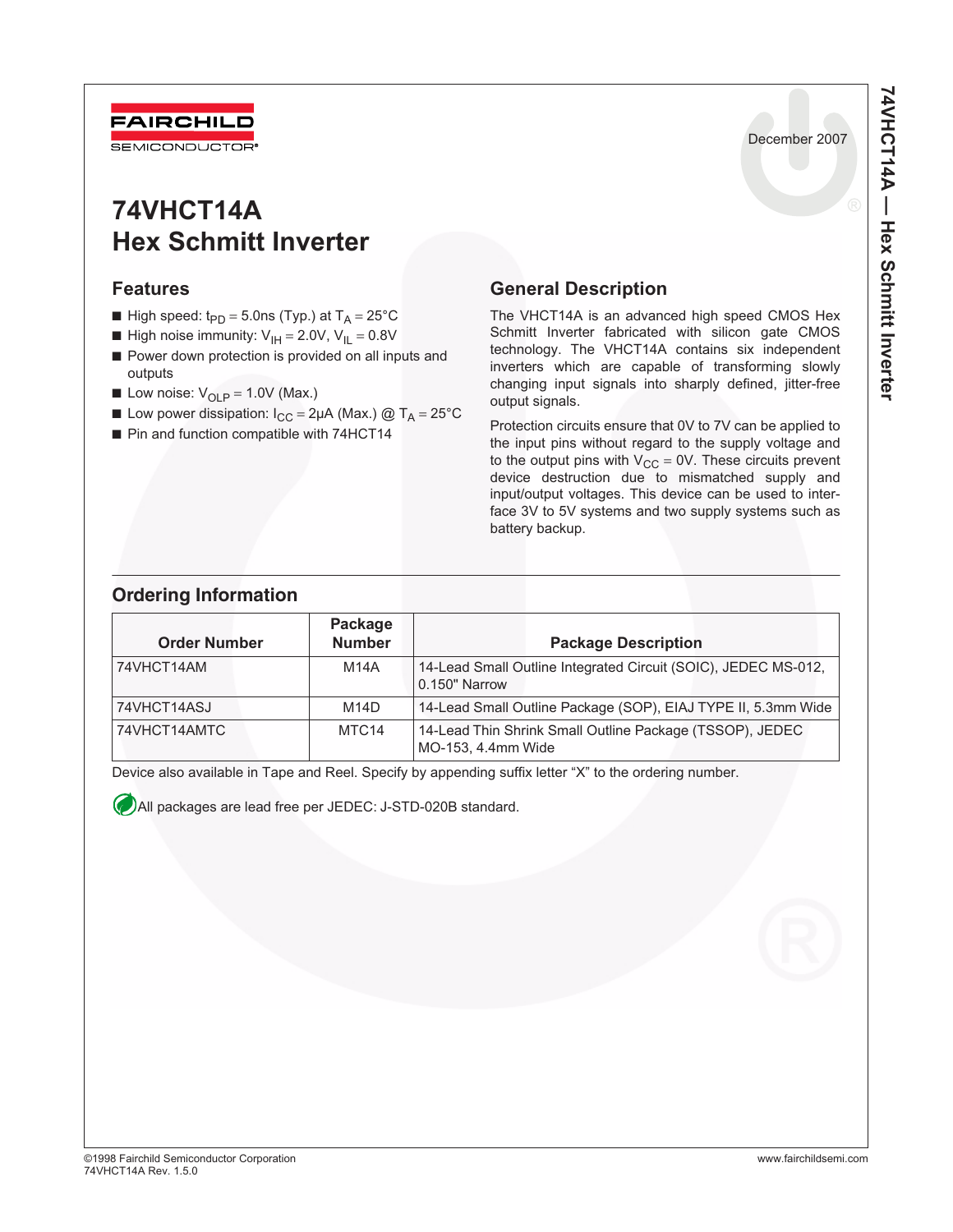FAIRCHILD SEMICONDUCTOR®

December 2007

# 74VHCT14A Hex Schmitt Inverter

## Features

- High speed: $t_{PD}$ = 5.0ns (Typ.) at $T_A$ = 25°C
- High noise immunity: $V_{IH}$ = 2.0V, $V_{IL}$ = 0.8V
- Power down protection is provided on all inputs and outputs
- Low noise: $V_{OLP}$ = 1.0V (Max.)
- Low power dissipation: $I_{CC}$ = 2µA (Max.) @ $T_A$ = 25°C
- Pin and function compatible with 74HCT14

## General Description

The VHCT14A is an advanced high speed CMOS Hex Schmitt Inverter fabricated with silicon gate CMOS technology. The VHCT14A contains six independent inverters which are capable of transforming slowly changing input signals into sharply defined, jitter-free output signals.

Protection circuits ensure that 0V to 7V can be applied to the input pins without regard to the supply voltage and to the output pins with $V_{CC}$ = 0V. These circuits prevent device destruction due to mismatched supply and input/output voltages. This device can be used to interface 3V to 5V systems and two supply systems such as battery backup.

## Ordering Information

| Order Number | Package Number | Package Description |
|---|---|---|
| 74VHCT14AM | M14A | 14-Lead Small Outline Integrated Circuit (SOIC), JEDEC MS-012, 0.150" Narrow |
| 74VHCT14ASJ | M14D | 14-Lead Small Outline Package (SOP), EIAJ TYPE II, 5.3mm Wide |
| 74VHCT14AMTC | MTC14 | 14-Lead Thin Shrink Small Outline Package (TSSOP), JEDEC MO-153, 4.4mm Wide |

Device also available in Tape and Reel. Specify by appending suffix letter “X” to the ordering number.

All packages are lead free per JEDEC: J-STD-020B standard.

©1998 Fairchild Semiconductor Corporation
74VHCT14A Rev. 1.5.0

www.fairchildsemi.com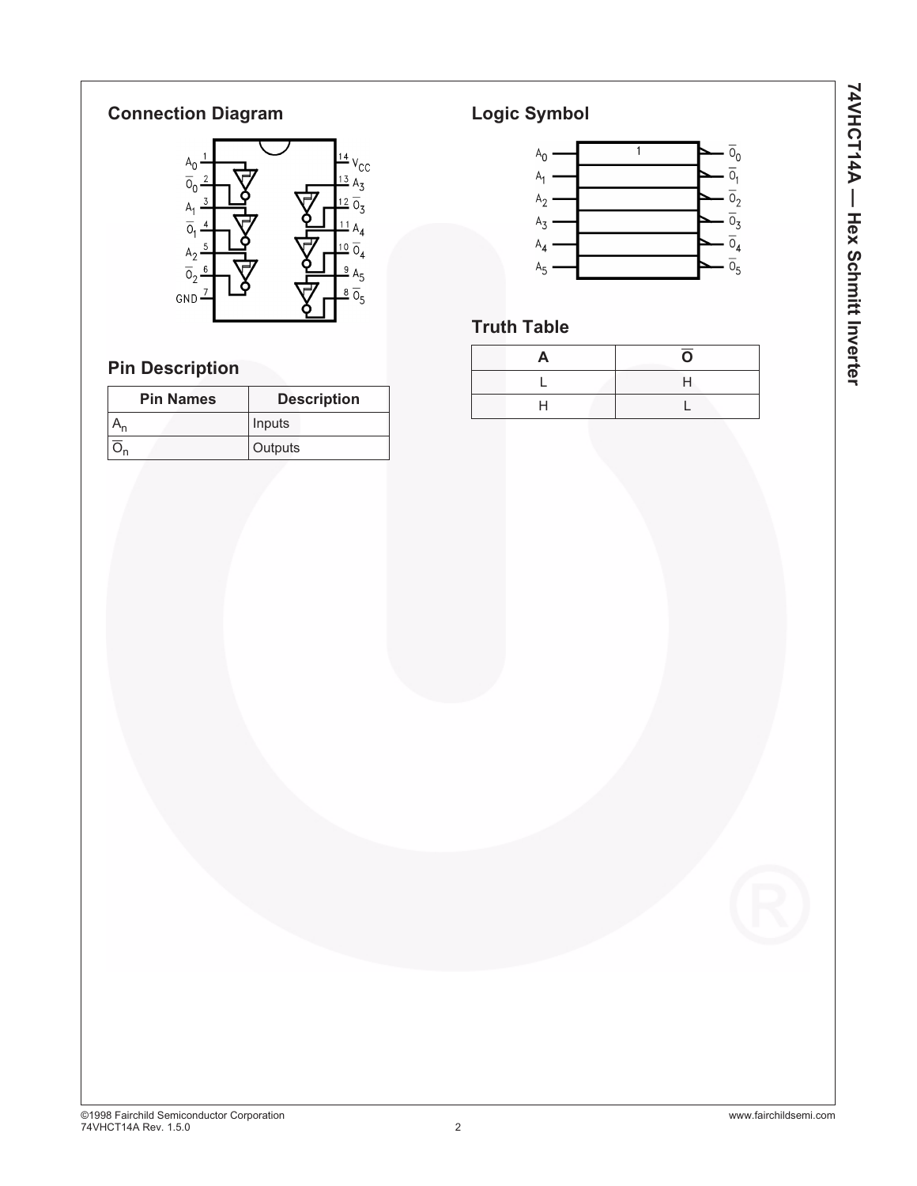## Connection Diagram

## Logic Symbol

## Pin Description

| Pin Names | Description |
|---|---|
| $A_n$ | Inputs |
| $\overline{O}_n$ | Outputs |

## Truth Table

| A | $\overline{O}$ |
|---|---|
| L | H |
| H | L |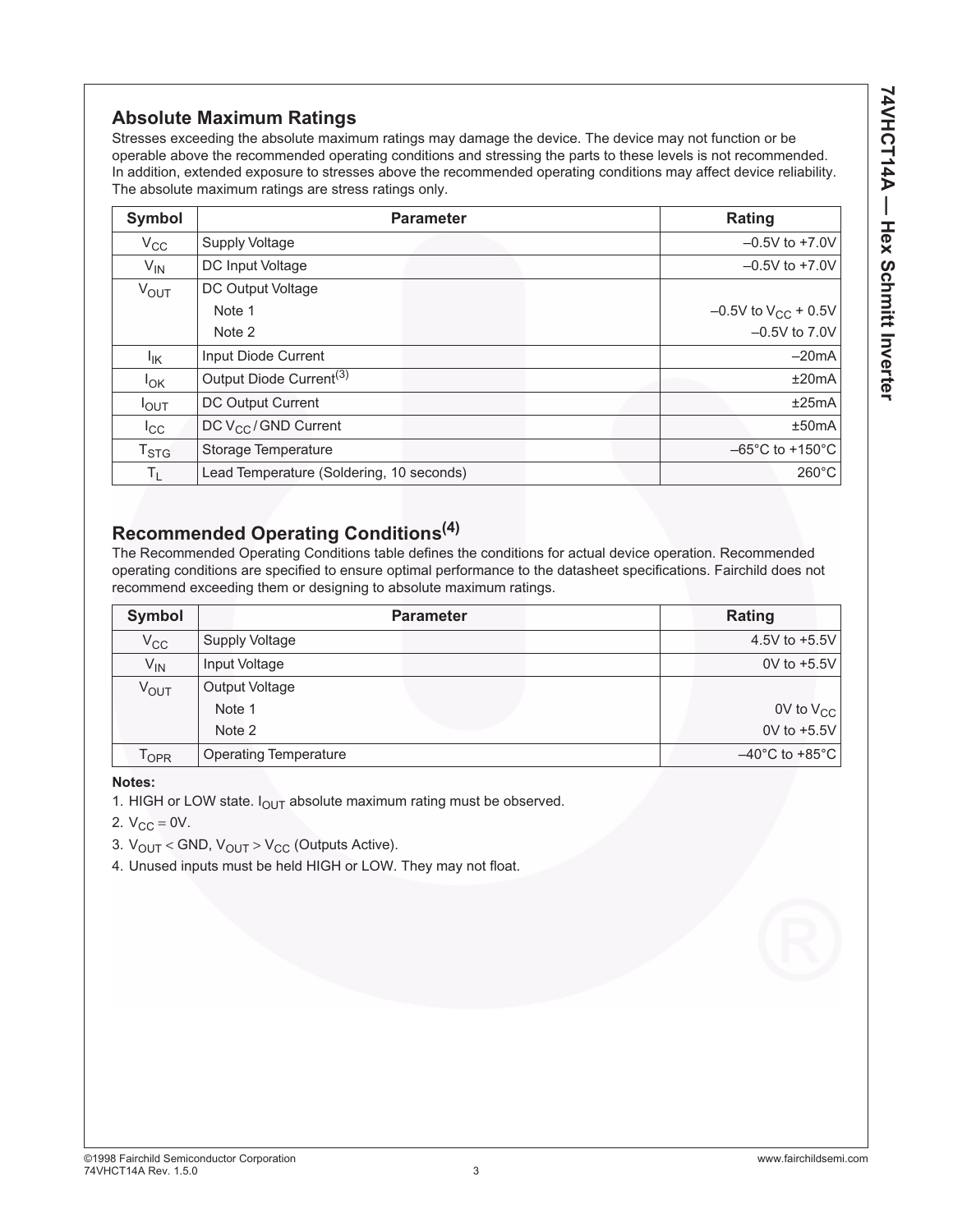## Absolute Maximum Ratings

Stresses exceeding the absolute maximum ratings may damage the device. The device may not function or be operable above the recommended operating conditions and stressing the parts to these levels is not recommended. In addition, extended exposure to stresses above the recommended operating conditions may affect device reliability. The absolute maximum ratings are stress ratings only.

| Symbol | Parameter | Rating |
|---|---|---|
| $V_{CC}$ | Supply Voltage | –0.5V to +7.0V |
| $V_{IN}$ | DC Input Voltage | –0.5V to +7.0V |
| $V_{OUT}$ | DC Output Voltage | |
| | Note 1 | –0.5V to $V_{CC}$ + 0.5V |
| | Note 2 | –0.5V to 7.0V |
| $I_{IK}$ | Input Diode Current | –20mA |
| $I_{OK}$ | Output Diode Current[3] | ±20mA |
| $I_{OUT}$ | DC Output Current | ±25mA |
| $I_{CC}$ | DC $V_{CC}$ / GND Current | ±50mA |
| $T_{STG}$ | Storage Temperature | –65°C to +150°C |
| $T_L$ | Lead Temperature (Soldering, 10 seconds) | 260°C |

## Recommended Operating Conditions[4]

The Recommended Operating Conditions table defines the conditions for actual device operation. Recommended operating conditions are specified to ensure optimal performance to the datasheet specifications. Fairchild does not recommend exceeding them or designing to absolute maximum ratings.

| Symbol | Parameter | Rating |
|---|---|---|
| $V_{CC}$ | Supply Voltage | 4.5V to +5.5V |
| $V_{IN}$ | Input Voltage | 0V to +5.5V |
| $V_{OUT}$ | Output Voltage | |
| | Note 1 | 0V to $V_{CC}$ |
| | Note 2 | 0V to +5.5V |
| $T_{OPR}$ | Operating Temperature | –40°C to +85°C |

**Notes:**

1. HIGH or LOW state. $I_{OUT}$ absolute maximum rating must be observed.
2. $V_{CC} = 0V$.
3. $V_{OUT} <$ GND, $V_{OUT} > V_{CC}$ (Outputs Active).
4. Unused inputs must be held HIGH or LOW. They may not float.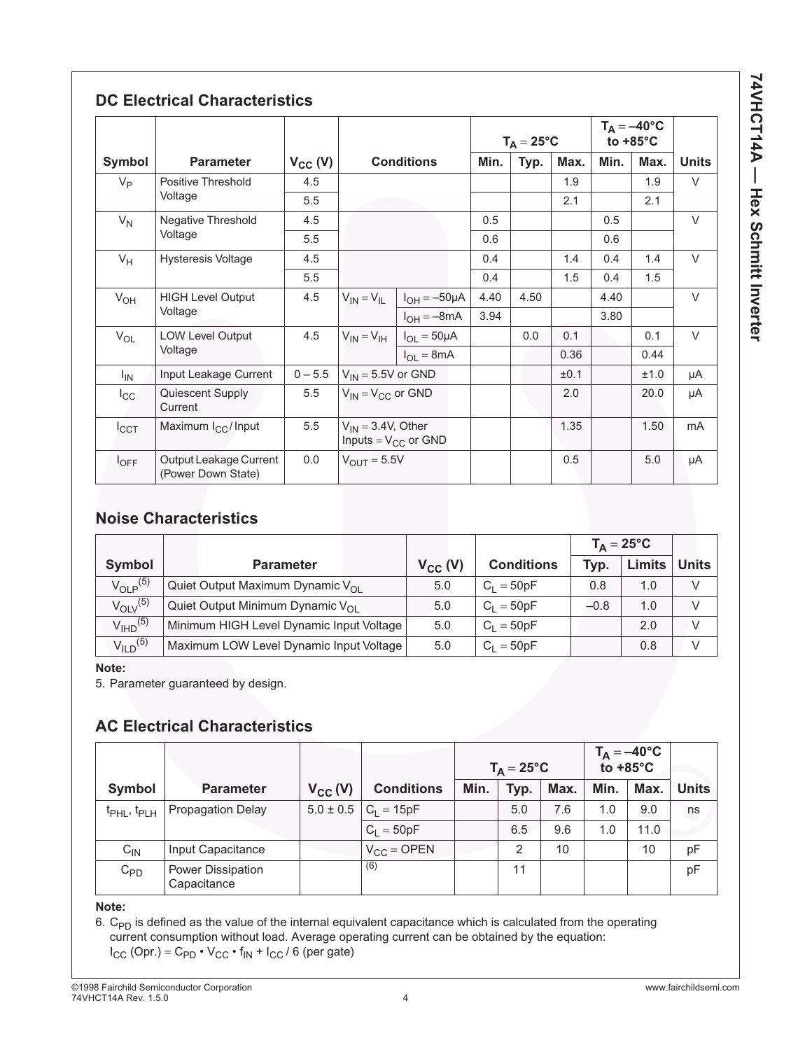## DC Electrical Characteristics

| Symbol | Parameter | $V_{CC}$ (V) | Conditions | | $T_A = 25°C$ | | | $T_A = -40°C$ to +85°C | | Units |
|---|---|---|---|---|---|---|---|---|---|---|
| | | | | | Min. | Typ. | Max. | Min. | Max. | |
| $V_P$ | Positive Threshold Voltage | 4.5 | | | | | 1.9 | | 1.9 | V |
| | | 5.5 | | | | | 2.1 | | 2.1 | |
| $V_N$ | Negative Threshold Voltage | 4.5 | | | 0.5 | | | 0.5 | | V |
| | | 5.5 | | | 0.6 | | | 0.6 | | |
| $V_H$ | Hysteresis Voltage | 4.5 | | | 0.4 | | 1.4 | 0.4 | 1.4 | V |
| | | 5.5 | | | 0.4 | | 1.5 | 0.4 | 1.5 | |
| $V_{OH}$ | HIGH Level Output Voltage | 4.5 | $V_{IN} = V_{IL}$ | $I_{OH} = -50\mu A$ | 4.40 | 4.50 | | 4.40 | | V |
| | | | | $I_{OH} = -8mA$ | 3.94 | | | 3.80 | | |
| $V_{OL}$ | LOW Level Output Voltage | 4.5 | $V_{IN} = V_{IH}$ | $I_{OL} = 50\mu A$ | | 0.0 | 0.1 | | 0.1 | V |
| | | | | $I_{OL} = 8mA$ | | | 0.36 | | 0.44 | |
| $I_{IN}$ | Input Leakage Current | 0 – 5.5 | $V_{IN} = 5.5V$ or GND | | | | ±0.1 | | ±1.0 | µA |
| $I_{CC}$ | Quiescent Supply Current | 5.5 | $V_{IN} = V_{CC}$ or GND | | | | 2.0 | | 20.0 | µA |
| $I_{CCT}$ | Maximum $I_{CC}$ / Input | 5.5 | $V_{IN} = 3.4V$, Other Inputs = $V_{CC}$ or GND | | | | 1.35 | | 1.50 | mA |
| $I_{OFF}$ | Output Leakage Current (Power Down State) | 0.0 | $V_{OUT} = 5.5V$ | | | | 0.5 | | 5.0 | µA |

## Noise Characteristics

| Symbol | Parameter | $V_{CC}$ (V) | Conditions | $T_A = 25°C$ | | Units |
|---|---|---|---|---|---|---|
| | | | | Typ. | Limits | |
| $V_{OLP}$[5] | Quiet Output Maximum Dynamic $V_{OL}$ | 5.0 | $C_L = 50pF$ | 0.8 | 1.0 | V |
| $V_{OLV}$[5] | Quiet Output Minimum Dynamic $V_{OL}$ | 5.0 | $C_L = 50pF$ | –0.8 | 1.0 | V |
| $V_{IHD}$[5] | Minimum HIGH Level Dynamic Input Voltage | 5.0 | $C_L = 50pF$ | | 2.0 | V |
| $V_{ILD}$[5] | Maximum LOW Level Dynamic Input Voltage | 5.0 | $C_L = 50pF$ | | 0.8 | V |

**Note:**

5. Parameter guaranteed by design.

## AC Electrical Characteristics

| Symbol | Parameter | $V_{CC}$ (V) | Conditions | $T_A = 25°C$ | | | $T_A = -40°C$ to +85°C | | Units |
|---|---|---|---|---|---|---|---|---|---|
| | | | | Min. | Typ. | Max. | Min. | Max. | |
| $t_{PHL}$, $t_{PLH}$ | Propagation Delay | 5.0 ± 0.5 | $C_L = 15pF$ | | 5.0 | 7.6 | 1.0 | 9.0 | ns |
| | | | $C_L = 50pF$ | | 6.5 | 9.6 | 1.0 | 11.0 | |
| $C_{IN}$ | Input Capacitance | | $V_{CC}$ = OPEN | | 2 | 10 | | 10 | pF |
| $C_{PD}$ | Power Dissipation Capacitance | | (6) | | 11 | | | | pF |

**Note:**

6. $C_{PD}$ is defined as the value of the internal equivalent capacitance which is calculated from the operating current consumption without load. Average operating current can be obtained by the equation: $I_{CC}$ (Opr.) = $C_{PD} \cdot V_{CC} \cdot f_{IN} + I_{CC} / 6$ (per gate)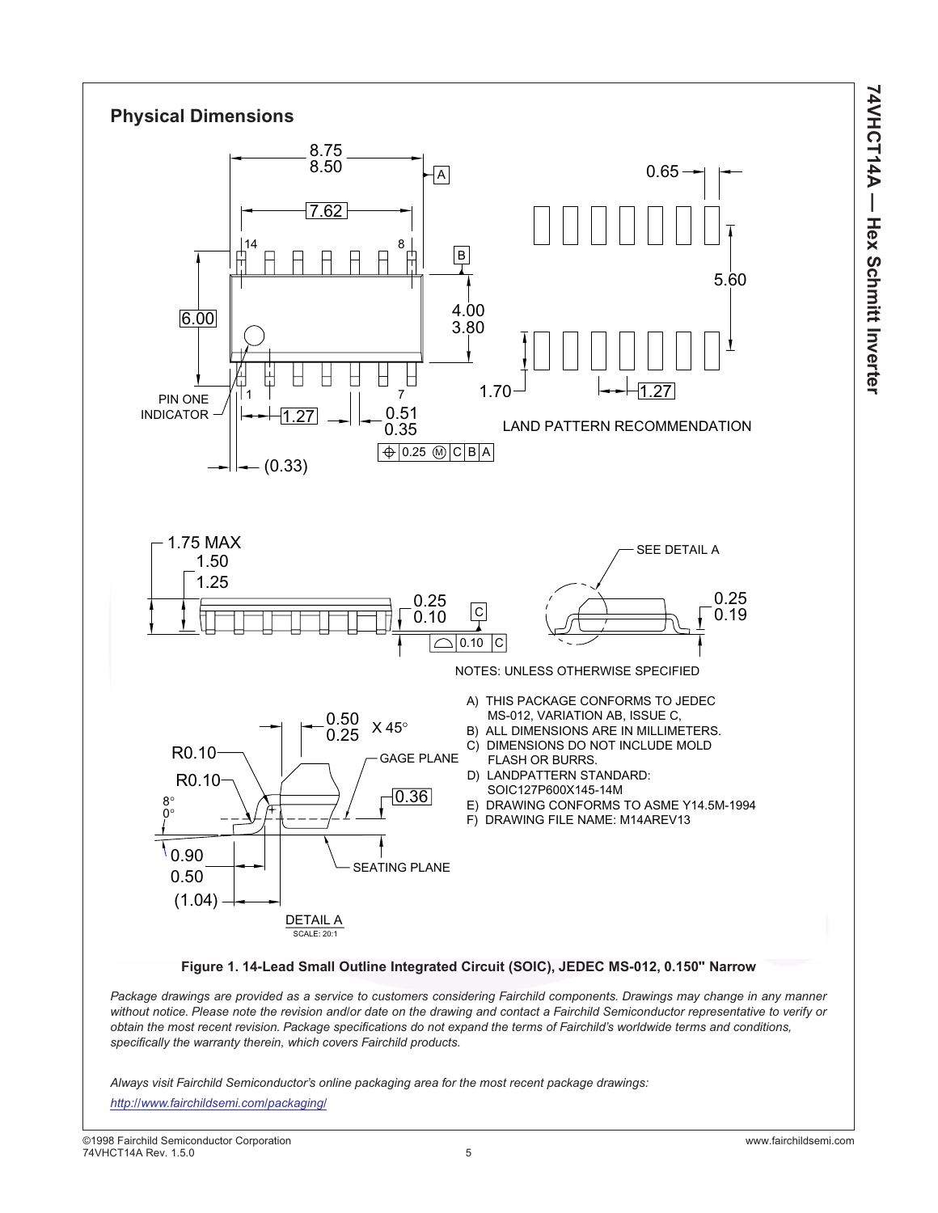## Physical Dimensions

NOTES: UNLESS OTHERWISE SPECIFIED

A) THIS PACKAGE CONFORMS TO JEDEC MS-012, VARIATION AB, ISSUE C,
B) ALL DIMENSIONS ARE IN MILLIMETERS.
C) DIMENSIONS DO NOT INCLUDE MOLD FLASH OR BURRS.
D) LANDPATTERN STANDARD: SOIC127P600X145-14M
E) DRAWING CONFORMS TO ASME Y14.5M-1994
F) DRAWING FILE NAME: M14AREV13

**Figure 1. 14-Lead Small Outline Integrated Circuit (SOIC), JEDEC MS-012, 0.150" Narrow**

*Package drawings are provided as a service to customers considering Fairchild components. Drawings may change in any manner without notice. Please note the revision and/or date on the drawing and contact a Fairchild Semiconductor representative to verify or obtain the most recent revision. Package specifications do not expand the terms of Fairchild's worldwide terms and conditions, specifically the warranty therein, which covers Fairchild products.*

*Always visit Fairchild Semiconductor's online packaging area for the most recent package drawings:*
*http://www.fairchildsemi.com/packaging/*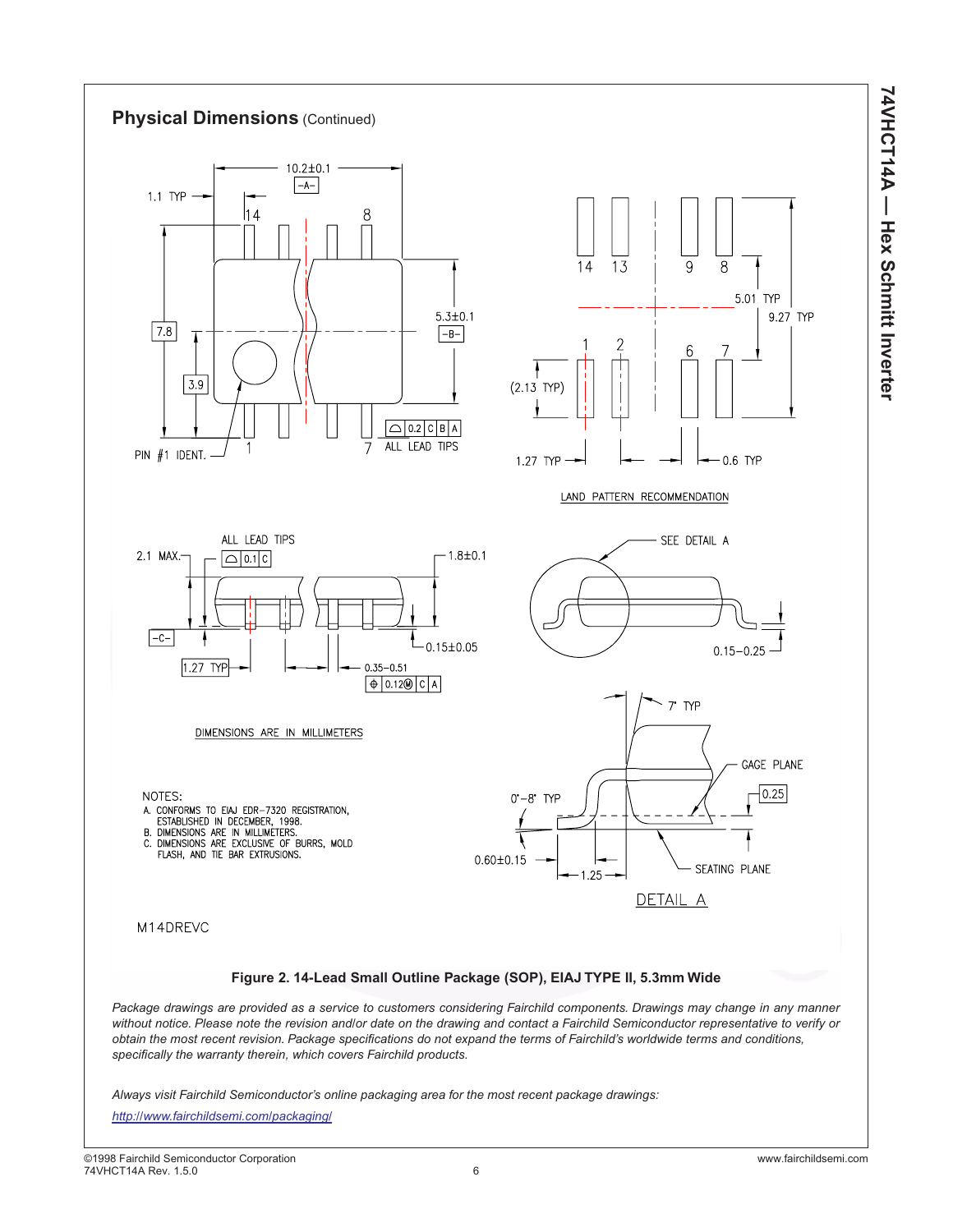## Physical Dimensions (Continued)

10.2±0.1
-A-
1.1 TYP
14
8
7.8
3.9
5.3±0.1
-B-
PIN #1 IDENT.
1
7
0.2 C B A
ALL LEAD TIPS

14 13 9 8
1 2 6 7
5.01 TYP
9.27 TYP
(2.13 TYP)
1.27 TYP
0.6 TYP

LAND PATTERN RECOMMENDATION

ALL LEAD TIPS
2.1 MAX.
0.1 C
1.8±0.1
-C-
0.15±0.05
1.27 TYP
0.35–0.51
0.12Ⓜ C A

SEE DETAIL A
0.15–0.25

DIMENSIONS ARE IN MILLIMETERS

7° TYP
GAGE PLANE
0.25
0°–8° TYP
0.60±0.15
1.25
SEATING PLANE
DETAIL A

NOTES:
A. CONFORMS TO EIAJ EDR-7320 REGISTRATION, ESTABLISHED IN DECEMBER, 1998.
B. DIMENSIONS ARE IN MILLIMETERS.
C. DIMENSIONS ARE EXCLUSIVE OF BURRS, MOLD FLASH, AND TIE BAR EXTRUSIONS.

M14DREVC

**Figure 2. 14-Lead Small Outline Package (SOP), EIAJ TYPE II, 5.3mm Wide**

*Package drawings are provided as a service to customers considering Fairchild components. Drawings may change in any manner without notice. Please note the revision and/or date on the drawing and contact a Fairchild Semiconductor representative to verify or obtain the most recent revision. Package specifications do not expand the terms of Fairchild's worldwide terms and conditions, specifically the warranty therein, which covers Fairchild products.*

*Always visit Fairchild Semiconductor's online packaging area for the most recent package drawings:*

*http://www.fairchildsemi.com/packaging/*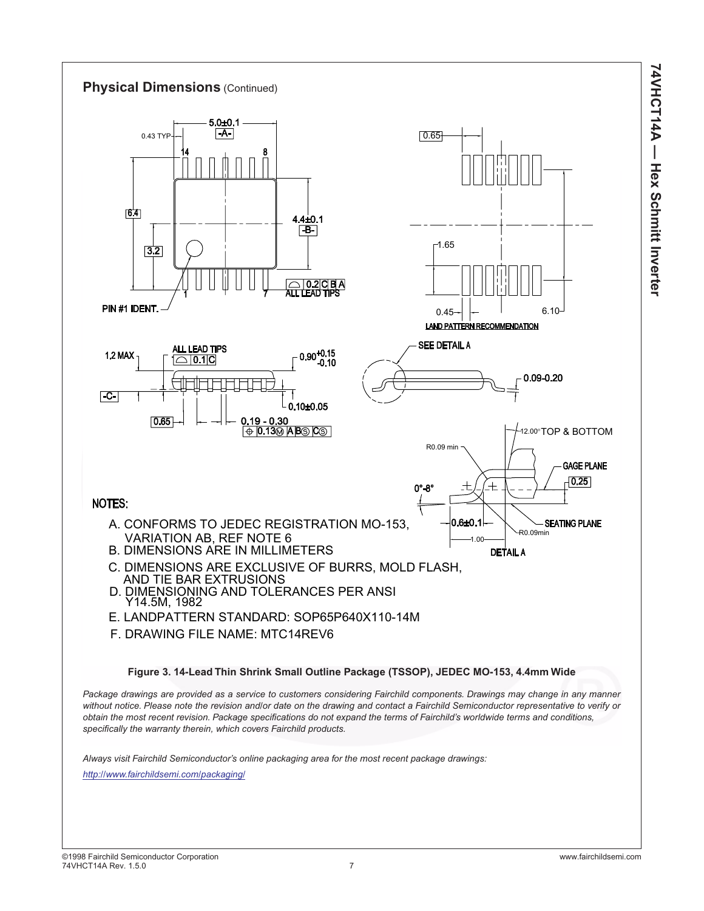## Physical Dimensions (Continued)

NOTES:

A. CONFORMS TO JEDEC REGISTRATION MO-153, VARIATION AB, REF NOTE 6

B. DIMENSIONS ARE IN MILLIMETERS

C. DIMENSIONS ARE EXCLUSIVE OF BURRS, MOLD FLASH, AND TIE BAR EXTRUSIONS

D. DIMENSIONING AND TOLERANCES PER ANSI Y14.5M, 1982

E. LANDPATTERN STANDARD: SOP65P640X110-14M

F. DRAWING FILE NAME: MTC14REV6

**Figure 3. 14-Lead Thin Shrink Small Outline Package (TSSOP), JEDEC MO-153, 4.4mm Wide**

*Package drawings are provided as a service to customers considering Fairchild components. Drawings may change in any manner without notice. Please note the revision and/or date on the drawing and contact a Fairchild Semiconductor representative to verify or obtain the most recent revision. Package specifications do not expand the terms of Fairchild's worldwide terms and conditions, specifically the warranty therein, which covers Fairchild products.*

*Always visit Fairchild Semiconductor's online packaging area for the most recent package drawings:*

*http://www.fairchildsemi.com/packaging/*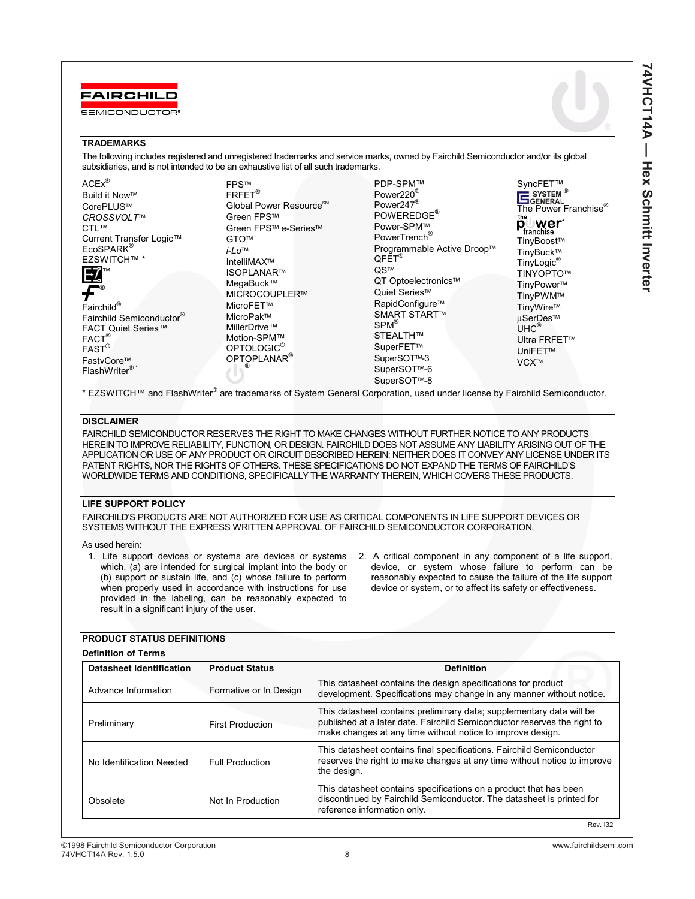## TRADEMARKS

The following includes registered and unregistered trademarks and service marks, owned by Fairchild Semiconductor and/or its global subsidiaries, and is not intended to be an exhaustive list of all such trademarks.

ACEx®
Build it Now™
CorePLUS™
*CROSSVOLT™*
CTL™
Current Transfer Logic™
EcoSPARK®
EZSWITCH™ *
™
®
Fairchild®
Fairchild Semiconductor®
FACT Quiet Series™
FACT®
FAST®
FastvCore™
FlashWriter® *

FPS™
FRFET®
Global Power Resource℠
Green FPS™
Green FPS™ e-Series™
GTO™
*i-Lo™*
IntelliMAX™
ISOPLANAR™
MegaBuck™
MICROCOUPLER™
MicroFET™
MicroPak™
MillerDrive™
Motion-SPM™
OPTOLOGIC®
OPTOPLANAR®
®

PDP-SPM™
Power220®
Power247®
POWEREDGE®
Power-SPM™
PowerTrench®
Programmable Active Droop™
QFET®
QS™
QT Optoelectronics™
Quiet Series™
RapidConfigure™
SMART START™
SPM®
STEALTH™
SuperFET™
SuperSOT™-3
SuperSOT™-6
SuperSOT™-8

SyncFET™
SYSTEM GENERAL®
The Power Franchise®
the power franchise
TinyBoost™
TinyBuck™
TinyLogic®
TINYOPTO™
TinyPower™
TinyPWM™
TinyWire™
µSerDes™
UHC®
Ultra FRFET™
UniFET™
VCX™

* EZSWITCH™ and FlashWriter® are trademarks of System General Corporation, used under license by Fairchild Semiconductor.

## DISCLAIMER

FAIRCHILD SEMICONDUCTOR RESERVES THE RIGHT TO MAKE CHANGES WITHOUT FURTHER NOTICE TO ANY PRODUCTS HEREIN TO IMPROVE RELIABILITY, FUNCTION, OR DESIGN. FAIRCHILD DOES NOT ASSUME ANY LIABILITY ARISING OUT OF THE APPLICATION OR USE OF ANY PRODUCT OR CIRCUIT DESCRIBED HEREIN; NEITHER DOES IT CONVEY ANY LICENSE UNDER ITS PATENT RIGHTS, NOR THE RIGHTS OF OTHERS. THESE SPECIFICATIONS DO NOT EXPAND THE TERMS OF FAIRCHILD'S WORLDWIDE TERMS AND CONDITIONS, SPECIFICALLY THE WARRANTY THEREIN, WHICH COVERS THESE PRODUCTS.

## LIFE SUPPORT POLICY

FAIRCHILD'S PRODUCTS ARE NOT AUTHORIZED FOR USE AS CRITICAL COMPONENTS IN LIFE SUPPORT DEVICES OR SYSTEMS WITHOUT THE EXPRESS WRITTEN APPROVAL OF FAIRCHILD SEMICONDUCTOR CORPORATION.

As used herein:

1. Life support devices or systems are devices or systems which, (a) are intended for surgical implant into the body or (b) support or sustain life, and (c) whose failure to perform when properly used in accordance with instructions for use provided in the labeling, can be reasonably expected to result in a significant injury of the user.
2. A critical component in any component of a life support, device, or system whose failure to perform can be reasonably expected to cause the failure of the life support device or system, or to affect its safety or effectiveness.

## PRODUCT STATUS DEFINITIONS

### Definition of Terms

| Datasheet Identification | Product Status | Definition |
|---|---|---|
| Advance Information | Formative or In Design | This datasheet contains the design specifications for product development. Specifications may change in any manner without notice. |
| Preliminary | First Production | This datasheet contains preliminary data; supplementary data will be published at a later date. Fairchild Semiconductor reserves the right to make changes at any time without notice to improve design. |
| No Identification Needed | Full Production | This datasheet contains final specifications. Fairchild Semiconductor reserves the right to make changes at any time without notice to improve the design. |
| Obsolete | Not In Production | This datasheet contains specifications on a product that has been discontinued by Fairchild Semiconductor. The datasheet is printed for reference information only. |

Rev. I32